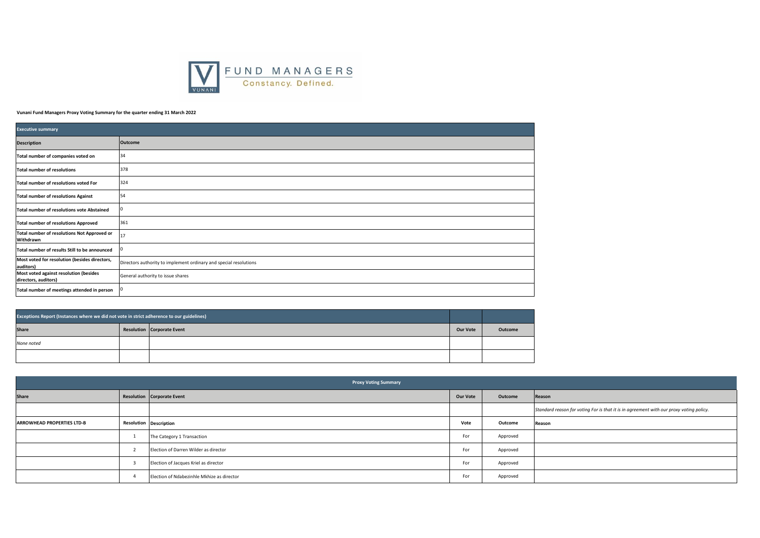FUND MANAGERS
Constancy. Defined.

**Vunani Fund Managers Proxy Voting Summary for the quarter ending 31 March 2022**

| Executive summary | |
|---|---|
| **Description** | **Outcome** |
| **Total number of companies voted on** | 34 |
| **Total number of resolutions** | 378 |
| **Total number of resolutions voted For** | 324 |
| **Total number of resolutions Against** | 54 |
| **Total number of resolutions vote Abstained** | 0 |
| **Total number of resolutions Approved** | 361 |
| **Total number of resolutions Not Approved or Withdrawn** | 17 |
| **Total number of results Still to be announced** | 0 |
| **Most voted for resolution (besides directors, auditors)** | Directors authority to implement ordinary and special resolutions |
| **Most voted against resolution (besides directors, auditors)** | General authority to issue shares |
| **Total number of meetings attended in person** | 0 |

| Exceptions Report (Instances where we did not vote in strict adherence to our guidelines) | | | | |
|---|---|---|---|---|
| **Share** | **Resolution** | **Corporate Event** | **Our Vote** | **Outcome** |
| *None noted* | | | | |
| | | | | |

| Proxy Voting Summary | | | | | |
|---|---|---|---|---|---|
| **Share** | **Resolution** | **Corporate Event** | **Our Vote** | **Outcome** | **Reason** |
| | | | | | *Standard reason for voting For is that it is in agreement with our proxy voting policy.* |
| **ARROWHEAD PROPERTIES LTD-B** | **Resolution** | **Description** | **Vote** | **Outcome** | **Reason** |
| | 1 | The Category 1 Transaction | For | Approved | |
| | 2 | Election of Darren Wilder as director | For | Approved | |
| | 3 | Election of Jacques Kriel as director | For | Approved | |
| | 4 | Election of Ndabezinhle Mkhize as director | For | Approved | |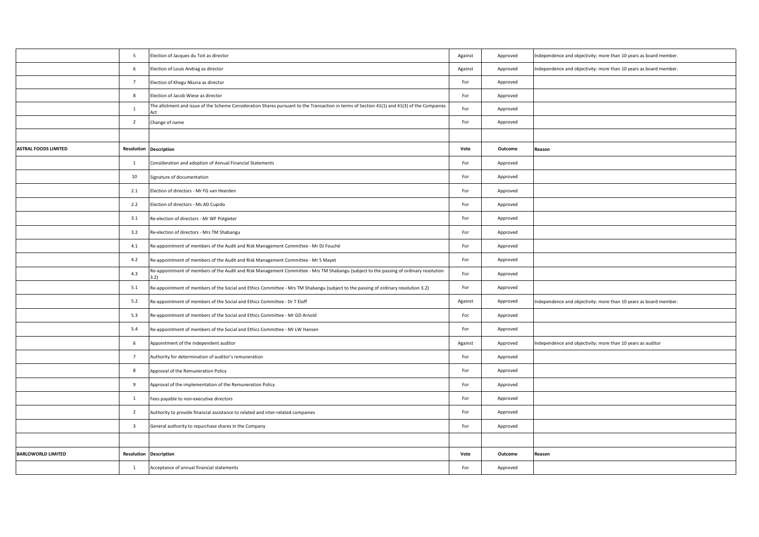| | Resolution | Description | Vote | Outcome | Reason |
|---|---|---|---|---|---|
| | 5 | Election of Jacques du Toit as director | Against | Approved | Independence and objectivity: more than 10 years as board member. |
| | 6 | Election of Louis Andrag as director | Against | Approved | Independence and objectivity: more than 10 years as board member. |
| | 7 | Election of Khegu Nkuna as director | For | Approved | |
| | 8 | Election of Jacob Wiese as director | For | Approved | |
| | 1 | The allotment and issue of the Scheme Consideration Shares pursuant to the Transaction in terms of Section 41(1) and 41(3) of the Companies Act | For | Approved | |
| | 2 | Change of name | For | Approved | |
| | | | | | |
| **ASTRAL FOODS LIMITED** | **Resolution** | **Description** | **Vote** | **Outcome** | **Reason** |
| | 1 | Consideration and adoption of Annual Financial Statements | For | Approved | |
| | 10 | Signature of documentation | For | Approved | |
| | 2.1 | Election of directors - Mr FG van Heerden | For | Approved | |
| | 2.2 | Election of directors - Ms AD Cupido | For | Approved | |
| | 3.1 | Re-election of directors - Mr WF Potgieter | For | Approved | |
| | 3.2 | Re-election of directors - Mrs TM Shabangu | For | Approved | |
| | 4.1 | Re-appointment of members of the Audit and Risk Management Committee - Mr DJ Fouché | For | Approved | |
| | 4.2 | Re-appointment of members of the Audit and Risk Management Committee - Mr S Mayet | For | Approved | |
| | 4.3 | Re-appointment of members of the Audit and Risk Management Committee - Mrs TM Shabangu (subject to the passing of ordinary resolution 3.2) | For | Approved | |
| | 5.1 | Re-appointment of members of the Social and Ethics Committee - Mrs TM Shabangu (subject to the passing of ordinary resolution 3.2) | For | Approved | |
| | 5.2 | Re-appointment of members of the Social and Ethics Committee - Dr T Eloff | Against | Approved | Independence and objectivity: more than 10 years as board member. |
| | 5.3 | Re-appointment of members of the Social and Ethics Committee - Mr GD Arnold | For | Approved | |
| | 5.4 | Re-appointment of members of the Social and Ethics Committee - Mr LW Hansen | For | Approved | |
| | 6 | Appointment of the independent auditor | Against | Approved | Independence and objectivity: more than 10 years as auditor |
| | 7 | Authority for determination of auditor's remuneration | For | Approved | |
| | 8 | Approval of the Remuneration Policy | For | Approved | |
| | 9 | Approval of the implementation of the Remuneration Policy | For | Approved | |
| | 1 | Fees payable to non-executive directors | For | Approved | |
| | 2 | Authority to provide financial assistance to related and inter-related companies | For | Approved | |
| | 3 | General authority to repurchase shares in the Company | For | Approved | |
| | | | | | |
| **BARLOWORLD LIMITED** | **Resolution** | **Description** | **Vote** | **Outcome** | **Reason** |
| | 1 | Acceptance of annual financial statements | For | Approved | |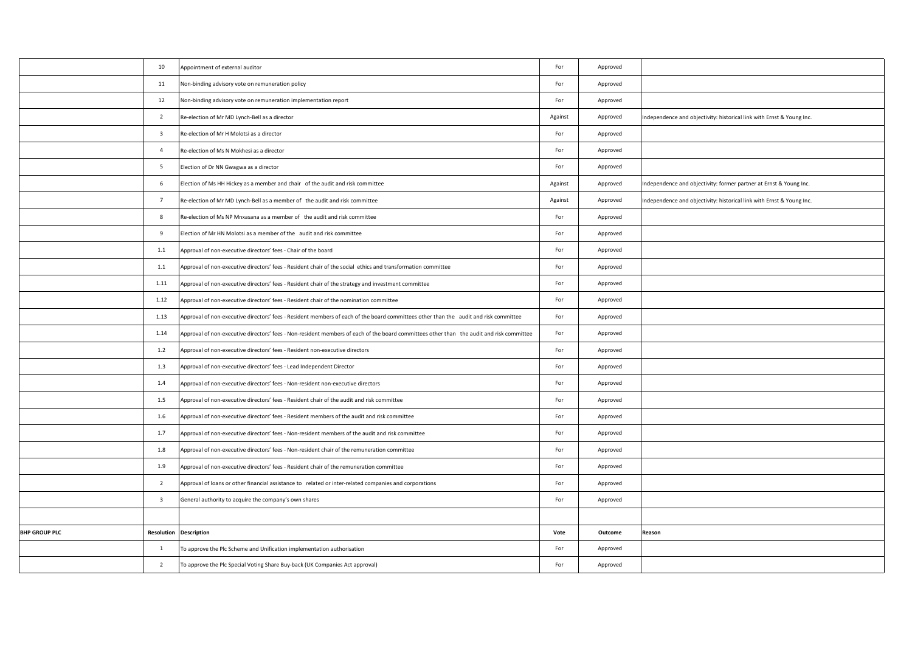| | | | | | |
|---|---|---|---|---|---|
| | 10 | Appointment of external auditor | For | Approved | |
| | 11 | Non-binding advisory vote on remuneration policy | For | Approved | |
| | 12 | Non-binding advisory vote on remuneration implementation report | For | Approved | |
| | 2 | Re-election of Mr MD Lynch-Bell as a director | Against | Approved | Independence and objectivity: historical link with Ernst & Young Inc. |
| | 3 | Re-election of Mr H Molotsi as a director | For | Approved | |
| | 4 | Re-election of Ms N Mokhesi as a director | For | Approved | |
| | 5 | Election of Dr NN Gwagwa as a director | For | Approved | |
| | 6 | Election of Ms HH Hickey as a member and chair of the audit and risk committee | Against | Approved | Independence and objectivity: former partner at Ernst & Young Inc. |
| | 7 | Re-election of Mr MD Lynch-Bell as a member of the audit and risk committee | Against | Approved | Independence and objectivity: historical link with Ernst & Young Inc. |
| | 8 | Re-election of Ms NP Mnxasana as a member of the audit and risk committee | For | Approved | |
| | 9 | Election of Mr HN Molotsi as a member of the audit and risk committee | For | Approved | |
| | 1.1 | Approval of non-executive directors' fees - Chair of the board | For | Approved | |
| | 1.1 | Approval of non-executive directors' fees - Resident chair of the social ethics and transformation committee | For | Approved | |
| | 1.11 | Approval of non-executive directors' fees - Resident chair of the strategy and investment committee | For | Approved | |
| | 1.12 | Approval of non-executive directors' fees - Resident chair of the nomination committee | For | Approved | |
| | 1.13 | Approval of non-executive directors' fees - Resident members of each of the board committees other than the audit and risk committee | For | Approved | |
| | 1.14 | Approval of non-executive directors' fees - Non-resident members of each of the board committees other than the audit and risk committee | For | Approved | |
| | 1.2 | Approval of non-executive directors' fees - Resident non-executive directors | For | Approved | |
| | 1.3 | Approval of non-executive directors' fees - Lead Independent Director | For | Approved | |
| | 1.4 | Approval of non-executive directors' fees - Non-resident non-executive directors | For | Approved | |
| | 1.5 | Approval of non-executive directors' fees - Resident chair of the audit and risk committee | For | Approved | |
| | 1.6 | Approval of non-executive directors' fees - Resident members of the audit and risk committee | For | Approved | |
| | 1.7 | Approval of non-executive directors' fees - Non-resident members of the audit and risk committee | For | Approved | |
| | 1.8 | Approval of non-executive directors' fees - Non-resident chair of the remuneration committee | For | Approved | |
| | 1.9 | Approval of non-executive directors' fees - Resident chair of the remuneration committee | For | Approved | |
| | 2 | Approval of loans or other financial assistance to related or inter-related companies and corporations | For | Approved | |
| | 3 | General authority to acquire the company's own shares | For | Approved | |
| | | | | | |
| **BHP GROUP PLC** | **Resolution** | **Description** | **Vote** | **Outcome** | **Reason** |
| | 1 | To approve the Plc Scheme and Unification implementation authorisation | For | Approved | |
| | 2 | To approve the Plc Special Voting Share Buy-back (UK Companies Act approval) | For | Approved | |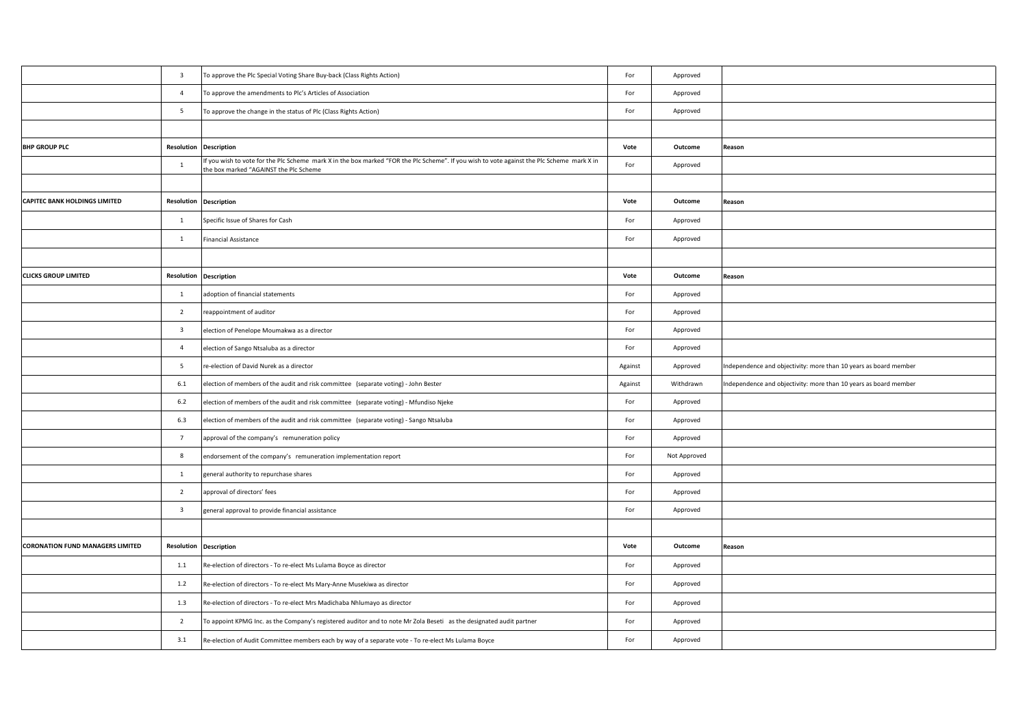| | | | | | |
|---|---|---|---|---|---|
| | 3 | To approve the Plc Special Voting Share Buy-back (Class Rights Action) | For | Approved | |
| | 4 | To approve the amendments to Plc's Articles of Association | For | Approved | |
| | 5 | To approve the change in the status of Plc (Class Rights Action) | For | Approved | |
| | | | | | |
| **BHP GROUP PLC** | **Resolution** | **Description** | **Vote** | **Outcome** | **Reason** |
| | 1 | If you wish to vote for the Plc Scheme mark X in the box marked "FOR the Plc Scheme". If you wish to vote against the Plc Scheme mark X in the box marked "AGAINST the Plc Scheme | For | Approved | |
| | | | | | |
| **CAPITEC BANK HOLDINGS LIMITED** | **Resolution** | **Description** | **Vote** | **Outcome** | **Reason** |
| | 1 | Specific Issue of Shares for Cash | For | Approved | |
| | 1 | Financial Assistance | For | Approved | |
| | | | | | |
| **CLICKS GROUP LIMITED** | **Resolution** | **Description** | **Vote** | **Outcome** | **Reason** |
| | 1 | adoption of financial statements | For | Approved | |
| | 2 | reappointment of auditor | For | Approved | |
| | 3 | election of Penelope Moumakwa as a director | For | Approved | |
| | 4 | election of Sango Ntsaluba as a director | For | Approved | |
| | 5 | re-election of David Nurek as a director | Against | Approved | Independence and objectivity: more than 10 years as board member |
| | 6.1 | election of members of the audit and risk committee (separate voting) - John Bester | Against | Withdrawn | Independence and objectivity: more than 10 years as board member |
| | 6.2 | election of members of the audit and risk committee (separate voting) - Mfundiso Njeke | For | Approved | |
| | 6.3 | election of members of the audit and risk committee (separate voting) - Sango Ntsaluba | For | Approved | |
| | 7 | approval of the company's remuneration policy | For | Approved | |
| | 8 | endorsement of the company's remuneration implementation report | For | Not Approved | |
| | 1 | general authority to repurchase shares | For | Approved | |
| | 2 | approval of directors' fees | For | Approved | |
| | 3 | general approval to provide financial assistance | For | Approved | |
| | | | | | |
| **CORONATION FUND MANAGERS LIMITED** | **Resolution** | **Description** | **Vote** | **Outcome** | **Reason** |
| | 1.1 | Re-election of directors - To re-elect Ms Lulama Boyce as director | For | Approved | |
| | 1.2 | Re-election of directors - To re-elect Ms Mary-Anne Musekiwa as director | For | Approved | |
| | 1.3 | Re-election of directors - To re-elect Mrs Madichaba Nhlumayo as director | For | Approved | |
| | 2 | To appoint KPMG Inc. as the Company's registered auditor and to note Mr Zola Beseti as the designated audit partner | For | Approved | |
| | 3.1 | Re-election of Audit Committee members each by way of a separate vote - To re-elect Ms Lulama Boyce | For | Approved | |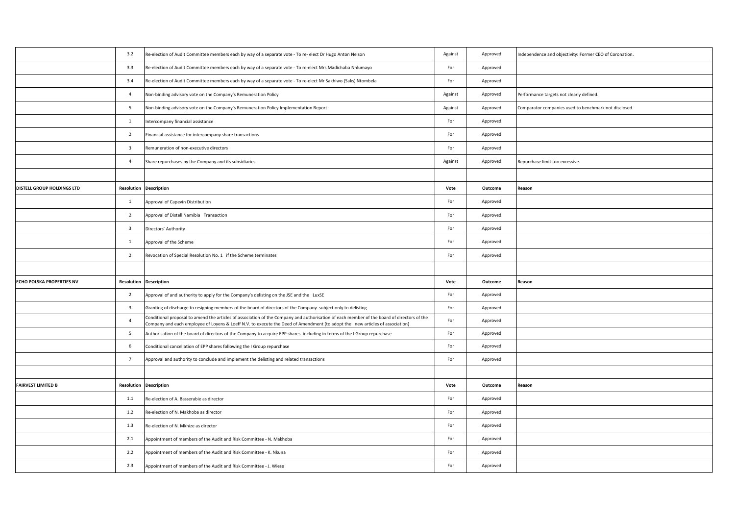| | | | | | |
|---|---|---|---|---|---|
| | 3.2 | Re-election of Audit Committee members each by way of a separate vote - To re- elect Dr Hugo Anton Nelson | Against | Approved | Independence and objectivity: Former CEO of Coronation. |
| | 3.3 | Re-election of Audit Committee members each by way of a separate vote - To re-elect Mrs Madichaba Nhlumayo | For | Approved | |
| | 3.4 | Re-election of Audit Committee members each by way of a separate vote - To re-elect Mr Sakhiwo (Saks) Ntombela | For | Approved | |
| | 4 | Non-binding advisory vote on the Company's Remuneration Policy | Against | Approved | Performance targets not clearly defined. |
| | 5 | Non-binding advisory vote on the Company's Remuneration Policy Implementation Report | Against | Approved | Comparator companies used to benchmark not disclosed. |
| | 1 | Intercompany financial assistance | For | Approved | |
| | 2 | Financial assistance for intercompany share transactions | For | Approved | |
| | 3 | Remuneration of non-executive directors | For | Approved | |
| | 4 | Share repurchases by the Company and its subsidiaries | Against | Approved | Repurchase limit too excessive. |
| | | | | | |
| **DISTELL GROUP HOLDINGS LTD** | **Resolution** | **Description** | **Vote** | **Outcome** | **Reason** |
| | 1 | Approval of Capevin Distribution | For | Approved | |
| | 2 | Approval of Distell Namibia Transaction | For | Approved | |
| | 3 | Directors' Authority | For | Approved | |
| | 1 | Approval of the Scheme | For | Approved | |
| | 2 | Revocation of Special Resolution No. 1 if the Scheme terminates | For | Approved | |
| | | | | | |
| **ECHO POLSKA PROPERTIES NV** | **Resolution** | **Description** | **Vote** | **Outcome** | **Reason** |
| | 2 | Approval of and authority to apply for the Company's delisting on the JSE and the LuxSE | For | Approved | |
| | 3 | Granting of discharge to resigning members of the board of directors of the Company subject only to delisting | For | Approved | |
| | 4 | Conditional proposal to amend the articles of association of the Company and authorisation of each member of the board of directors of the Company and each employee of Loyens & Loeff N.V. to execute the Deed of Amendment (to adopt the new articles of association) | For | Approved | |
| | 5 | Authorisation of the board of directors of the Company to acquire EPP shares including in terms of the I Group repurchase | For | Approved | |
| | 6 | Conditional cancellation of EPP shares following the I Group repurchase | For | Approved | |
| | 7 | Approval and authority to conclude and implement the delisting and related transactions | For | Approved | |
| | | | | | |
| **FAIRVEST LIMITED B** | **Resolution** | **Description** | **Vote** | **Outcome** | **Reason** |
| | 1.1 | Re-election of A. Basserabie as director | For | Approved | |
| | 1.2 | Re-election of N. Makhoba as director | For | Approved | |
| | 1.3 | Re-election of N. Mkhize as director | For | Approved | |
| | 2.1 | Appointment of members of the Audit and Risk Committee - N. Makhoba | For | Approved | |
| | 2.2 | Appointment of members of the Audit and Risk Committee - K. Nkuna | For | Approved | |
| | 2.3 | Appointment of members of the Audit and Risk Committee - J. Wiese | For | Approved | |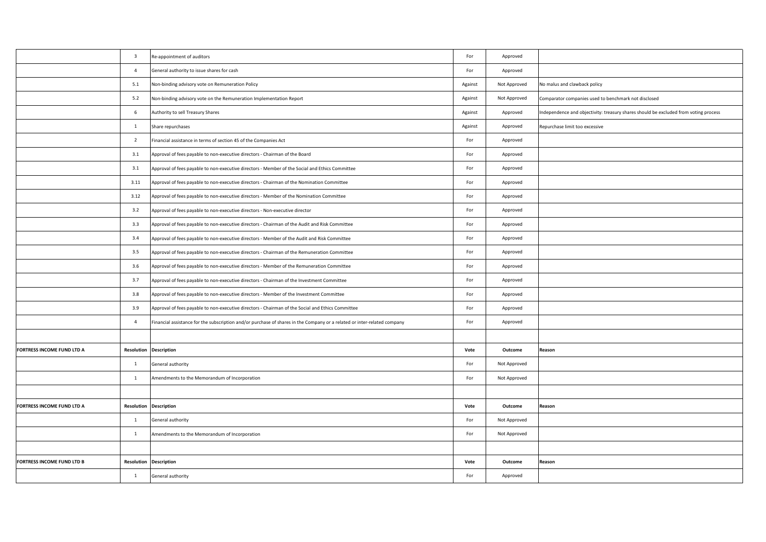| | | | | | |
|---|---|---|---|---|---|
| | 3 | Re-appointment of auditors | For | Approved | |
| | 4 | General authority to issue shares for cash | For | Approved | |
| | 5.1 | Non-binding advisory vote on Remuneration Policy | Against | Not Approved | No malus and clawback policy |
| | 5.2 | Non-binding advisory vote on the Remuneration Implementation Report | Against | Not Approved | Comparator companies used to benchmark not disclosed |
| | 6 | Authority to sell Treasury Shares | Against | Approved | Independence and objectivity: treasury shares should be excluded from voting process |
| | 1 | Share repurchases | Against | Approved | Repurchase limit too excessive |
| | 2 | Financial assistance in terms of section 45 of the Companies Act | For | Approved | |
| | 3.1 | Approval of fees payable to non-executive directors - Chairman of the Board | For | Approved | |
| | 3.1 | Approval of fees payable to non-executive directors - Member of the Social and Ethics Committee | For | Approved | |
| | 3.11 | Approval of fees payable to non-executive directors - Chairman of the Nomination Committee | For | Approved | |
| | 3.12 | Approval of fees payable to non-executive directors - Member of the Nomination Committee | For | Approved | |
| | 3.2 | Approval of fees payable to non-executive directors - Non-executive director | For | Approved | |
| | 3.3 | Approval of fees payable to non-executive directors - Chairman of the Audit and Risk Committee | For | Approved | |
| | 3.4 | Approval of fees payable to non-executive directors - Member of the Audit and Risk Committee | For | Approved | |
| | 3.5 | Approval of fees payable to non-executive directors - Chairman of the Remuneration Committee | For | Approved | |
| | 3.6 | Approval of fees payable to non-executive directors - Member of the Remuneration Committee | For | Approved | |
| | 3.7 | Approval of fees payable to non-executive directors - Chairman of the Investment Committee | For | Approved | |
| | 3.8 | Approval of fees payable to non-executive directors - Member of the Investment Committee | For | Approved | |
| | 3.9 | Approval of fees payable to non-executive directors - Chairman of the Social and Ethics Committee | For | Approved | |
| | 4 | Financial assistance for the subscription and/or purchase of shares in the Company or a related or inter-related company | For | Approved | |
| | | | | | |
| **FORTRESS INCOME FUND LTD A** | **Resolution** | **Description** | **Vote** | **Outcome** | **Reason** |
| | 1 | General authority | For | Not Approved | |
| | 1 | Amendments to the Memorandum of Incorporation | For | Not Approved | |
| | | | | | |
| **FORTRESS INCOME FUND LTD A** | **Resolution** | **Description** | **Vote** | **Outcome** | **Reason** |
| | 1 | General authority | For | Not Approved | |
| | 1 | Amendments to the Memorandum of Incorporation | For | Not Approved | |
| | | | | | |
| **FORTRESS INCOME FUND LTD B** | **Resolution** | **Description** | **Vote** | **Outcome** | **Reason** |
| | 1 | General authority | For | Approved | |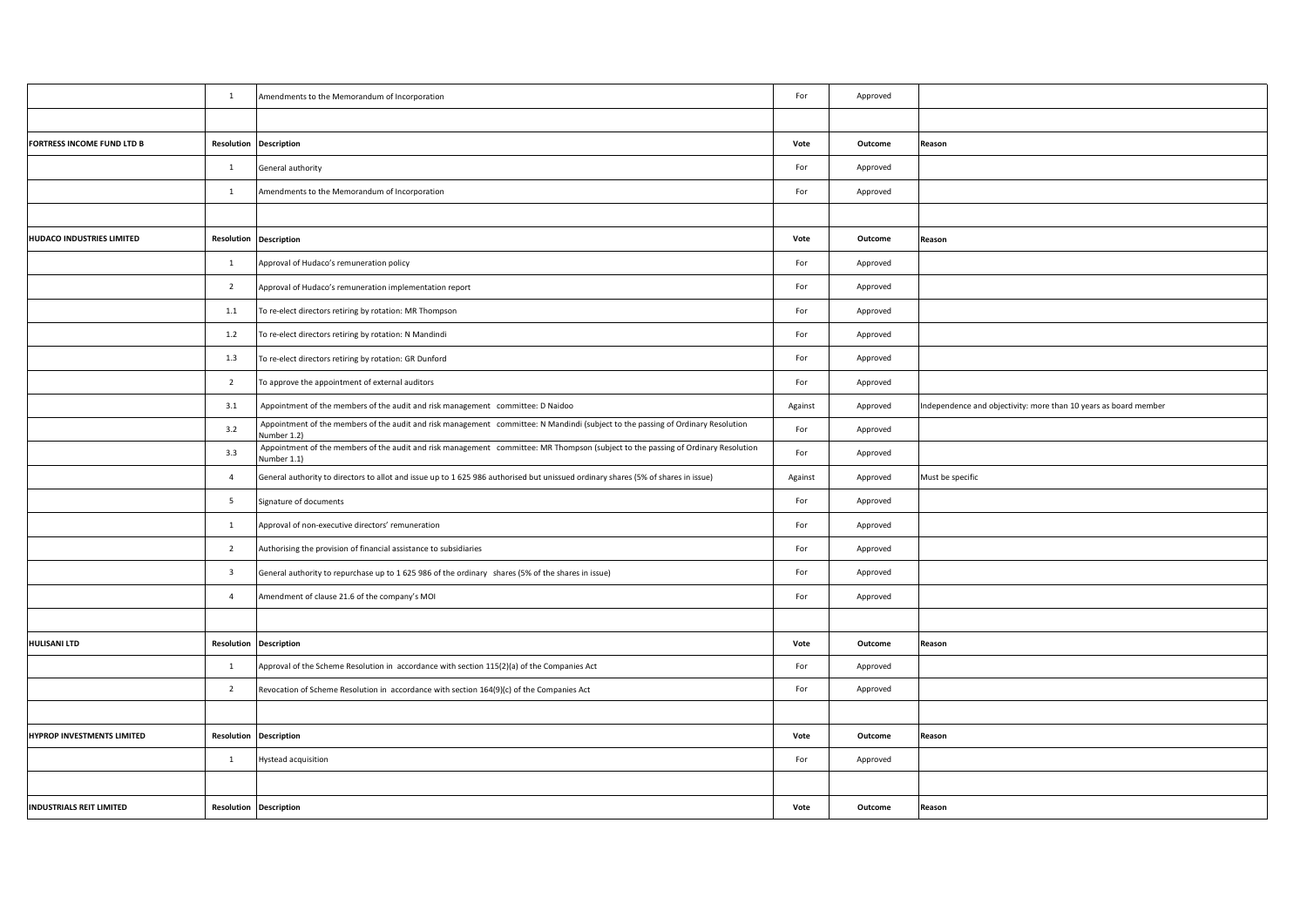| | | | | | |
|---|---|---|---|---|---|
| | 1 | Amendments to the Memorandum of Incorporation | For | Approved | |
| | | | | | |
| **FORTRESS INCOME FUND LTD B** | **Resolution** | **Description** | **Vote** | **Outcome** | **Reason** |
| | 1 | General authority | For | Approved | |
| | 1 | Amendments to the Memorandum of Incorporation | For | Approved | |
| | | | | | |
| **HUDACO INDUSTRIES LIMITED** | **Resolution** | **Description** | **Vote** | **Outcome** | **Reason** |
| | 1 | Approval of Hudaco's remuneration policy | For | Approved | |
| | 2 | Approval of Hudaco's remuneration implementation report | For | Approved | |
| | 1.1 | To re-elect directors retiring by rotation: MR Thompson | For | Approved | |
| | 1.2 | To re-elect directors retiring by rotation: N Mandindi | For | Approved | |
| | 1.3 | To re-elect directors retiring by rotation: GR Dunford | For | Approved | |
| | 2 | To approve the appointment of external auditors | For | Approved | |
| | 3.1 | Appointment of the members of the audit and risk management committee: D Naidoo | Against | Approved | Independence and objectivity: more than 10 years as board member |
| | 3.2 | Appointment of the members of the audit and risk management committee: N Mandindi (subject to the passing of Ordinary Resolution Number 1.2) | For | Approved | |
| | 3.3 | Appointment of the members of the audit and risk management committee: MR Thompson (subject to the passing of Ordinary Resolution Number 1.1) | For | Approved | |
| | 4 | General authority to directors to allot and issue up to 1 625 986 authorised but unissued ordinary shares (5% of shares in issue) | Against | Approved | Must be specific |
| | 5 | Signature of documents | For | Approved | |
| | 1 | Approval of non-executive directors' remuneration | For | Approved | |
| | 2 | Authorising the provision of financial assistance to subsidiaries | For | Approved | |
| | 3 | General authority to repurchase up to 1 625 986 of the ordinary shares (5% of the shares in issue) | For | Approved | |
| | 4 | Amendment of clause 21.6 of the company's MOI | For | Approved | |
| | | | | | |
| **HULISANI LTD** | **Resolution** | **Description** | **Vote** | **Outcome** | **Reason** |
| | 1 | Approval of the Scheme Resolution in accordance with section 115(2)(a) of the Companies Act | For | Approved | |
| | 2 | Revocation of Scheme Resolution in accordance with section 164(9)(c) of the Companies Act | For | Approved | |
| | | | | | |
| **HYPROP INVESTMENTS LIMITED** | **Resolution** | **Description** | **Vote** | **Outcome** | **Reason** |
| | 1 | Hystead acquisition | For | Approved | |
| | | | | | |
| **INDUSTRIALS REIT LIMITED** | **Resolution** | **Description** | **Vote** | **Outcome** | **Reason** |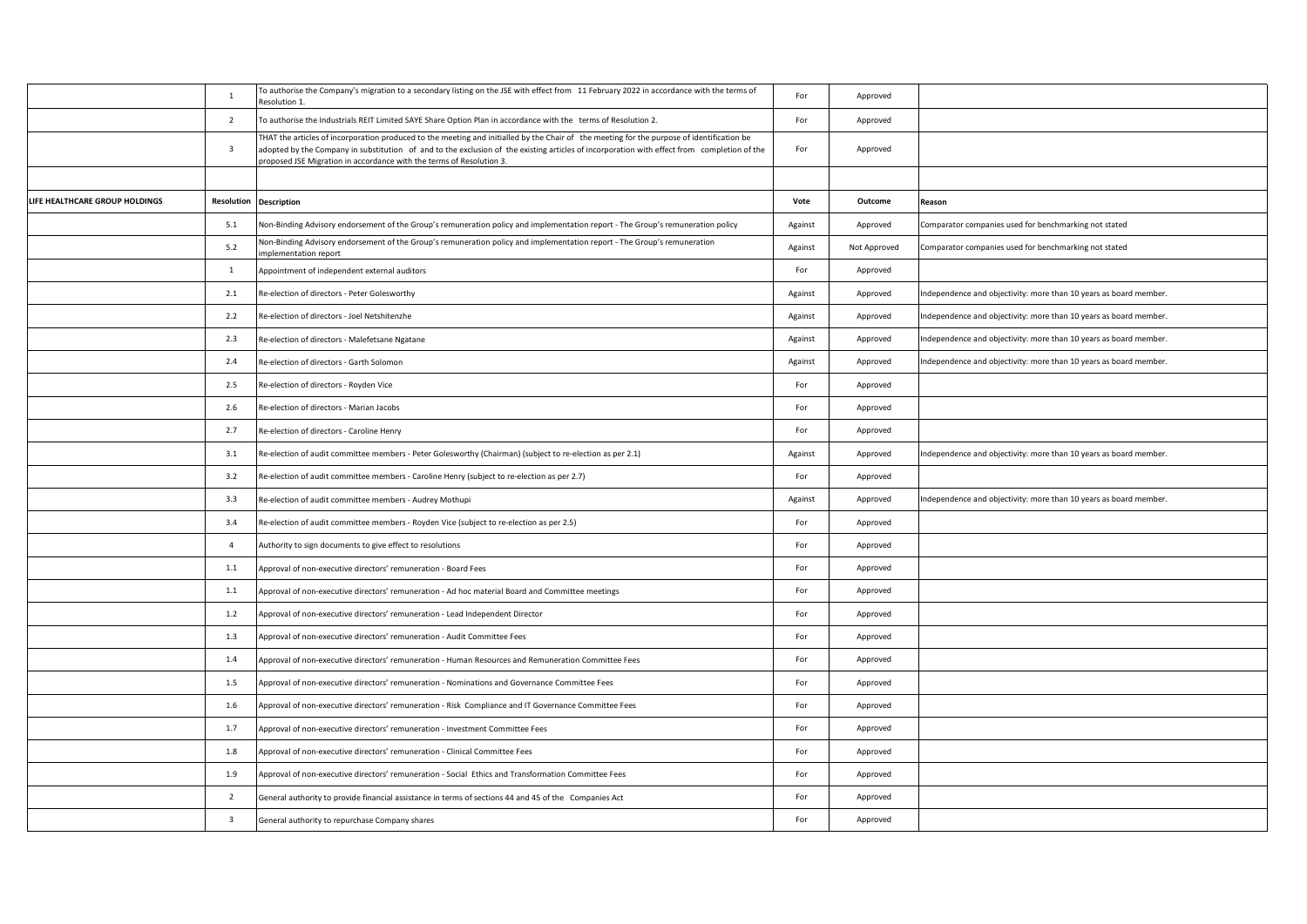| | | | | | |
|---|---|---|---|---|---|
| | 1 | To authorise the Company's migration to a secondary listing on the JSE with effect from 11 February 2022 in accordance with the terms of Resolution 1. | For | Approved | |
| | 2 | To authorise the Industrials REIT Limited SAYE Share Option Plan in accordance with the terms of Resolution 2. | For | Approved | |
| | 3 | THAT the articles of incorporation produced to the meeting and initialled by the Chair of the meeting for the purpose of identification be adopted by the Company in substitution of and to the exclusion of the existing articles of incorporation with effect from completion of the proposed JSE Migration in accordance with the terms of Resolution 3. | For | Approved | |
| | | | | | |
| **LIFE HEALTHCARE GROUP HOLDINGS** | **Resolution** | **Description** | **Vote** | **Outcome** | **Reason** |
| | 5.1 | Non-Binding Advisory endorsement of the Group's remuneration policy and implementation report - The Group's remuneration policy | Against | Approved | Comparator companies used for benchmarking not stated |
| | 5.2 | Non-Binding Advisory endorsement of the Group's remuneration policy and implementation report - The Group's remuneration implementation report | Against | Not Approved | Comparator companies used for benchmarking not stated |
| | 1 | Appointment of independent external auditors | For | Approved | |
| | 2.1 | Re-election of directors - Peter Golesworthy | Against | Approved | Independence and objectivity: more than 10 years as board member. |
| | 2.2 | Re-election of directors - Joel Netshitenzhe | Against | Approved | Independence and objectivity: more than 10 years as board member. |
| | 2.3 | Re-election of directors - Malefetsane Ngatane | Against | Approved | Independence and objectivity: more than 10 years as board member. |
| | 2.4 | Re-election of directors - Garth Solomon | Against | Approved | Independence and objectivity: more than 10 years as board member. |
| | 2.5 | Re-election of directors - Royden Vice | For | Approved | |
| | 2.6 | Re-election of directors - Marian Jacobs | For | Approved | |
| | 2.7 | Re-election of directors - Caroline Henry | For | Approved | |
| | 3.1 | Re-election of audit committee members - Peter Golesworthy (Chairman) (subject to re-election as per 2.1) | Against | Approved | Independence and objectivity: more than 10 years as board member. |
| | 3.2 | Re-election of audit committee members - Caroline Henry (subject to re-election as per 2.7) | For | Approved | |
| | 3.3 | Re-election of audit committee members - Audrey Mothupi | Against | Approved | Independence and objectivity: more than 10 years as board member. |
| | 3.4 | Re-election of audit committee members - Royden Vice (subject to re-election as per 2.5) | For | Approved | |
| | 4 | Authority to sign documents to give effect to resolutions | For | Approved | |
| | 1.1 | Approval of non-executive directors' remuneration - Board Fees | For | Approved | |
| | 1.1 | Approval of non-executive directors' remuneration - Ad hoc material Board and Committee meetings | For | Approved | |
| | 1.2 | Approval of non-executive directors' remuneration - Lead Independent Director | For | Approved | |
| | 1.3 | Approval of non-executive directors' remuneration - Audit Committee Fees | For | Approved | |
| | 1.4 | Approval of non-executive directors' remuneration - Human Resources and Remuneration Committee Fees | For | Approved | |
| | 1.5 | Approval of non-executive directors' remuneration - Nominations and Governance Committee Fees | For | Approved | |
| | 1.6 | Approval of non-executive directors' remuneration - Risk Compliance and IT Governance Committee Fees | For | Approved | |
| | 1.7 | Approval of non-executive directors' remuneration - Investment Committee Fees | For | Approved | |
| | 1.8 | Approval of non-executive directors' remuneration - Clinical Committee Fees | For | Approved | |
| | 1.9 | Approval of non-executive directors' remuneration - Social Ethics and Transformation Committee Fees | For | Approved | |
| | 2 | General authority to provide financial assistance in terms of sections 44 and 45 of the Companies Act | For | Approved | |
| | 3 | General authority to repurchase Company shares | For | Approved | |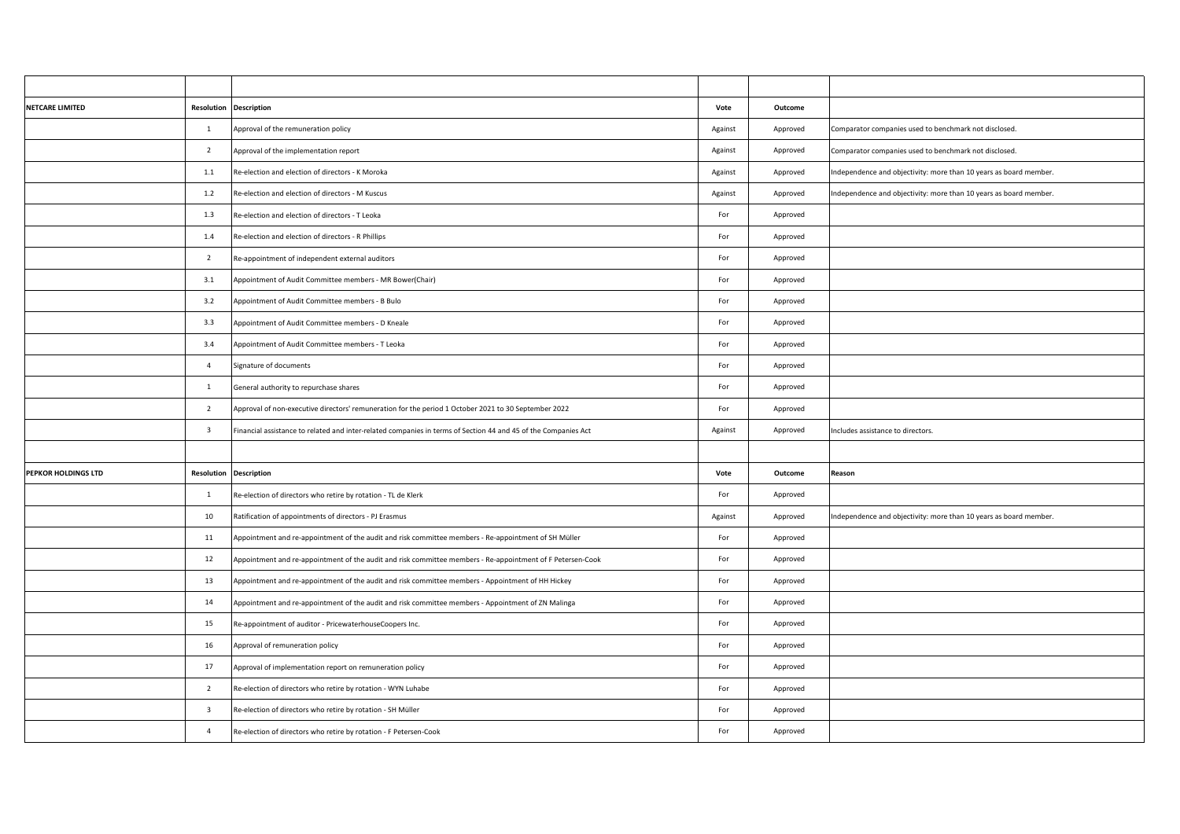| | | | | | |
|---|---|---|---|---|---|
| **NETCARE LIMITED** | **Resolution** | **Description** | **Vote** | **Outcome** | |
| | 1 | Approval of the remuneration policy | Against | Approved | Comparator companies used to benchmark not disclosed. |
| | 2 | Approval of the implementation report | Against | Approved | Comparator companies used to benchmark not disclosed. |
| | 1.1 | Re-election and election of directors - K Moroka | Against | Approved | Independence and objectivity: more than 10 years as board member. |
| | 1.2 | Re-election and election of directors - M Kuscus | Against | Approved | Independence and objectivity: more than 10 years as board member. |
| | 1.3 | Re-election and election of directors - T Leoka | For | Approved | |
| | 1.4 | Re-election and election of directors - R Phillips | For | Approved | |
| | 2 | Re-appointment of independent external auditors | For | Approved | |
| | 3.1 | Appointment of Audit Committee members - MR Bower(Chair) | For | Approved | |
| | 3.2 | Appointment of Audit Committee members - B Bulo | For | Approved | |
| | 3.3 | Appointment of Audit Committee members - D Kneale | For | Approved | |
| | 3.4 | Appointment of Audit Committee members - T Leoka | For | Approved | |
| | 4 | Signature of documents | For | Approved | |
| | 1 | General authority to repurchase shares | For | Approved | |
| | 2 | Approval of non-executive directors' remuneration for the period 1 October 2021 to 30 September 2022 | For | Approved | |
| | 3 | Financial assistance to related and inter-related companies in terms of Section 44 and 45 of the Companies Act | Against | Approved | Includes assistance to directors. |
| | | | | | |
| **PEPKOR HOLDINGS LTD** | **Resolution** | **Description** | **Vote** | **Outcome** | **Reason** |
| | 1 | Re-election of directors who retire by rotation - TL de Klerk | For | Approved | |
| | 10 | Ratification of appointments of directors - PJ Erasmus | Against | Approved | Independence and objectivity: more than 10 years as board member. |
| | 11 | Appointment and re-appointment of the audit and risk committee members - Re-appointment of SH Müller | For | Approved | |
| | 12 | Appointment and re-appointment of the audit and risk committee members - Re-appointment of F Petersen-Cook | For | Approved | |
| | 13 | Appointment and re-appointment of the audit and risk committee members - Appointment of HH Hickey | For | Approved | |
| | 14 | Appointment and re-appointment of the audit and risk committee members - Appointment of ZN Malinga | For | Approved | |
| | 15 | Re-appointment of auditor - PricewaterhouseCoopers Inc. | For | Approved | |
| | 16 | Approval of remuneration policy | For | Approved | |
| | 17 | Approval of implementation report on remuneration policy | For | Approved | |
| | 2 | Re-election of directors who retire by rotation - WYN Luhabe | For | Approved | |
| | 3 | Re-election of directors who retire by rotation - SH Müller | For | Approved | |
| | 4 | Re-election of directors who retire by rotation - F Petersen-Cook | For | Approved | |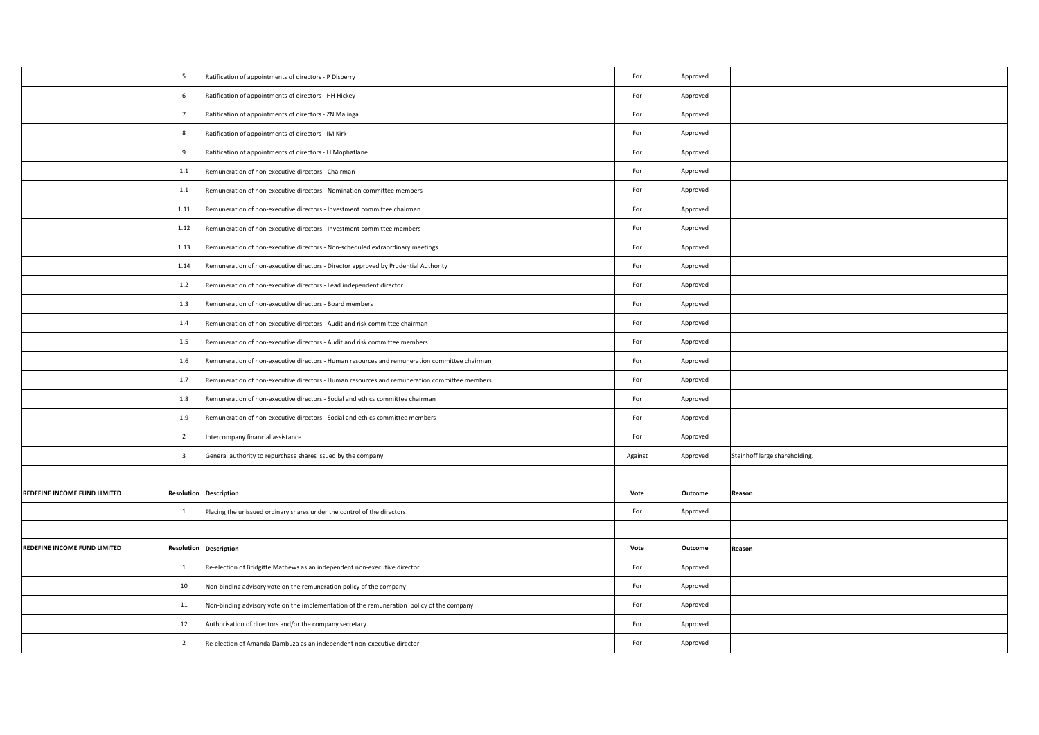| | | | | | |
|---|---|---|---|---|---|
| | 5 | Ratification of appointments of directors - P Disberry | For | Approved | |
| | 6 | Ratification of appointments of directors - HH Hickey | For | Approved | |
| | 7 | Ratification of appointments of directors - ZN Malinga | For | Approved | |
| | 8 | Ratification of appointments of directors - IM Kirk | For | Approved | |
| | 9 | Ratification of appointments of directors - LI Mophatlane | For | Approved | |
| | 1.1 | Remuneration of non-executive directors - Chairman | For | Approved | |
| | 1.1 | Remuneration of non-executive directors - Nomination committee members | For | Approved | |
| | 1.11 | Remuneration of non-executive directors - Investment committee chairman | For | Approved | |
| | 1.12 | Remuneration of non-executive directors - Investment committee members | For | Approved | |
| | 1.13 | Remuneration of non-executive directors - Non-scheduled extraordinary meetings | For | Approved | |
| | 1.14 | Remuneration of non-executive directors - Director approved by Prudential Authority | For | Approved | |
| | 1.2 | Remuneration of non-executive directors - Lead independent director | For | Approved | |
| | 1.3 | Remuneration of non-executive directors - Board members | For | Approved | |
| | 1.4 | Remuneration of non-executive directors - Audit and risk committee chairman | For | Approved | |
| | 1.5 | Remuneration of non-executive directors - Audit and risk committee members | For | Approved | |
| | 1.6 | Remuneration of non-executive directors - Human resources and remuneration committee chairman | For | Approved | |
| | 1.7 | Remuneration of non-executive directors - Human resources and remuneration committee members | For | Approved | |
| | 1.8 | Remuneration of non-executive directors - Social and ethics committee chairman | For | Approved | |
| | 1.9 | Remuneration of non-executive directors - Social and ethics committee members | For | Approved | |
| | 2 | Intercompany financial assistance | For | Approved | |
| | 3 | General authority to repurchase shares issued by the company | Against | Approved | Steinhoff large shareholding. |
| | | | | | |
| **REDEFINE INCOME FUND LIMITED** | **Resolution** | **Description** | **Vote** | **Outcome** | **Reason** |
| | 1 | Placing the unissued ordinary shares under the control of the directors | For | Approved | |
| | | | | | |
| **REDEFINE INCOME FUND LIMITED** | **Resolution** | **Description** | **Vote** | **Outcome** | **Reason** |
| | 1 | Re-election of Bridgitte Mathews as an independent non-executive director | For | Approved | |
| | 10 | Non-binding advisory vote on the remuneration policy of the company | For | Approved | |
| | 11 | Non-binding advisory vote on the implementation of the remuneration policy of the company | For | Approved | |
| | 12 | Authorisation of directors and/or the company secretary | For | Approved | |
| | 2 | Re-election of Amanda Dambuza as an independent non-executive director | For | Approved | |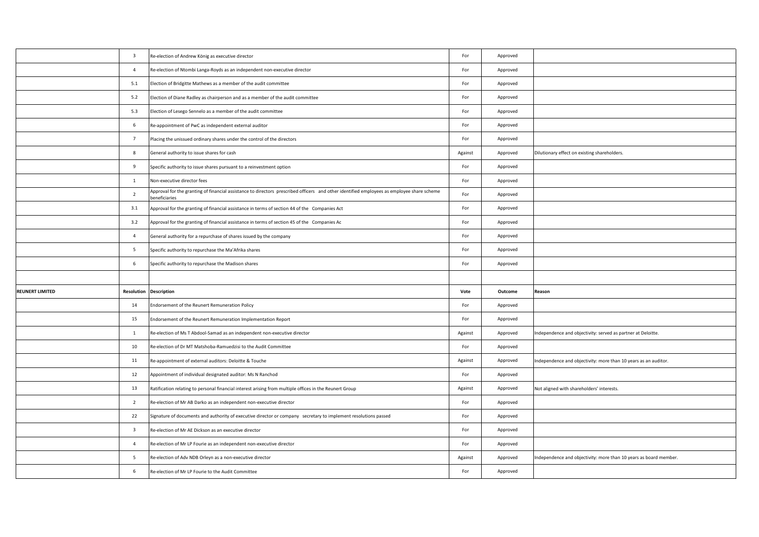| | | | | | |
|---|---|---|---|---|---|
| | 3 | Re-election of Andrew König as executive director | For | Approved | |
| | 4 | Re-election of Ntombi Langa-Royds as an independent non-executive director | For | Approved | |
| | 5.1 | Election of Bridgitte Mathews as a member of the audit committee | For | Approved | |
| | 5.2 | Election of Diane Radley as chairperson and as a member of the audit committee | For | Approved | |
| | 5.3 | Election of Lesego Sennelo as a member of the audit committee | For | Approved | |
| | 6 | Re-appointment of PwC as independent external auditor | For | Approved | |
| | 7 | Placing the unissued ordinary shares under the control of the directors | For | Approved | |
| | 8 | General authority to issue shares for cash | Against | Approved | Dilutionary effect on existing shareholders. |
| | 9 | Specific authority to issue shares pursuant to a reinvestment option | For | Approved | |
| | 1 | Non-executive director fees | For | Approved | |
| | 2 | Approval for the granting of financial assistance to directors prescribed officers and other identified employees as employee share scheme beneficiaries | For | Approved | |
| | 3.1 | Approval for the granting of financial assistance in terms of section 44 of the Companies Act | For | Approved | |
| | 3.2 | Approval for the granting of financial assistance in terms of section 45 of the Companies Ac | For | Approved | |
| | 4 | General authority for a repurchase of shares issued by the company | For | Approved | |
| | 5 | Specific authority to repurchase the Ma'Afrika shares | For | Approved | |
| | 6 | Specific authority to repurchase the Madison shares | For | Approved | |
| | | | | | |
| **REUNERT LIMITED** | **Resolution** | **Description** | **Vote** | **Outcome** | **Reason** |
| | 14 | Endorsement of the Reunert Remuneration Policy | For | Approved | |
| | 15 | Endorsement of the Reunert Remuneration Implementation Report | For | Approved | |
| | 1 | Re-election of Ms T Abdool-Samad as an independent non-executive director | Against | Approved | Independence and objectivity: served as partner at Deloitte. |
| | 10 | Re-election of Dr MT Matshoba-Ramuedzisi to the Audit Committee | For | Approved | |
| | 11 | Re-appointment of external auditors: Deloitte & Touche | Against | Approved | Independence and objectivity: more than 10 years as an auditor. |
| | 12 | Appointment of individual designated auditor: Ms N Ranchod | For | Approved | |
| | 13 | Ratification relating to personal financial interest arising from multiple offices in the Reunert Group | Against | Approved | Not aligned with shareholders' interests. |
| | 2 | Re-election of Mr AB Darko as an independent non-executive director | For | Approved | |
| | 22 | Signature of documents and authority of executive director or company secretary to implement resolutions passed | For | Approved | |
| | 3 | Re-election of Mr AE Dickson as an executive director | For | Approved | |
| | 4 | Re-election of Mr LP Fourie as an independent non-executive director | For | Approved | |
| | 5 | Re-election of Adv NDB Orleyn as a non-executive director | Against | Approved | Independence and objectivity: more than 10 years as board member. |
| | 6 | Re-election of Mr LP Fourie to the Audit Committee | For | Approved | |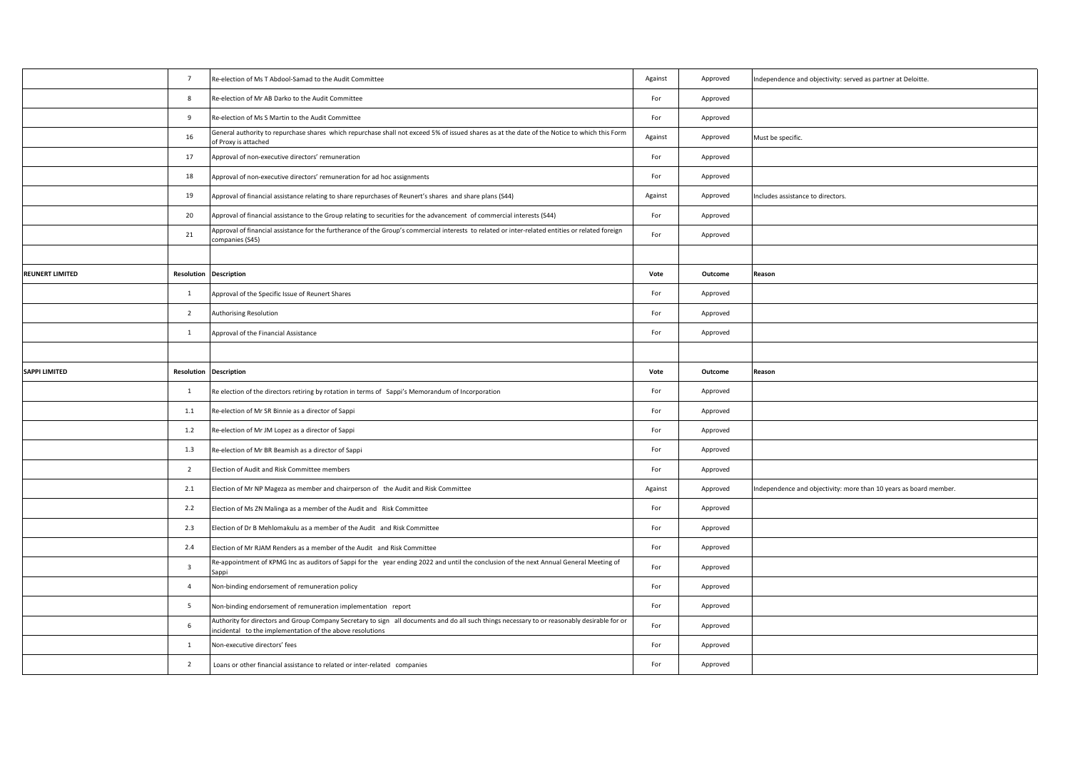| | Resolution | Description | Vote | Outcome | Reason |
|---|---|---|---|---|---|
| | 7 | Re-election of Ms T Abdool-Samad to the Audit Committee | Against | Approved | Independence and objectivity: served as partner at Deloitte. |
| | 8 | Re-election of Mr AB Darko to the Audit Committee | For | Approved | |
| | 9 | Re-election of Ms S Martin to the Audit Committee | For | Approved | |
| | 16 | General authority to repurchase shares which repurchase shall not exceed 5% of issued shares as at the date of the Notice to which this Form of Proxy is attached | Against | Approved | Must be specific. |
| | 17 | Approval of non-executive directors' remuneration | For | Approved | |
| | 18 | Approval of non-executive directors' remuneration for ad hoc assignments | For | Approved | |
| | 19 | Approval of financial assistance relating to share repurchases of Reunert's shares and share plans (S44) | Against | Approved | Includes assistance to directors. |
| | 20 | Approval of financial assistance to the Group relating to securities for the advancement of commercial interests (S44) | For | Approved | |
| | 21 | Approval of financial assistance for the furtherance of the Group's commercial interests to related or inter-related entities or related foreign companies (S45) | For | Approved | |
| | | | | | |
| **REUNERT LIMITED** | **Resolution** | **Description** | **Vote** | **Outcome** | **Reason** |
| | 1 | Approval of the Specific Issue of Reunert Shares | For | Approved | |
| | 2 | Authorising Resolution | For | Approved | |
| | 1 | Approval of the Financial Assistance | For | Approved | |
| | | | | | |
| **SAPPI LIMITED** | **Resolution** | **Description** | **Vote** | **Outcome** | **Reason** |
| | 1 | Re election of the directors retiring by rotation in terms of Sappi's Memorandum of Incorporation | For | Approved | |
| | 1.1 | Re-election of Mr SR Binnie as a director of Sappi | For | Approved | |
| | 1.2 | Re-election of Mr JM Lopez as a director of Sappi | For | Approved | |
| | 1.3 | Re-election of Mr BR Beamish as a director of Sappi | For | Approved | |
| | 2 | Election of Audit and Risk Committee members | For | Approved | |
| | 2.1 | Election of Mr NP Mageza as member and chairperson of the Audit and Risk Committee | Against | Approved | Independence and objectivity: more than 10 years as board member. |
| | 2.2 | Election of Ms ZN Malinga as a member of the Audit and Risk Committee | For | Approved | |
| | 2.3 | Election of Dr B Mehlomakulu as a member of the Audit and Risk Committee | For | Approved | |
| | 2.4 | Election of Mr RJAM Renders as a member of the Audit and Risk Committee | For | Approved | |
| | 3 | Re-appointment of KPMG Inc as auditors of Sappi for the year ending 2022 and until the conclusion of the next Annual General Meeting of Sappi | For | Approved | |
| | 4 | Non-binding endorsement of remuneration policy | For | Approved | |
| | 5 | Non-binding endorsement of remuneration implementation report | For | Approved | |
| | 6 | Authority for directors and Group Company Secretary to sign all documents and do all such things necessary to or reasonably desirable for or incidental to the implementation of the above resolutions | For | Approved | |
| | 1 | Non-executive directors' fees | For | Approved | |
| | 2 | Loans or other financial assistance to related or inter-related companies | For | Approved | |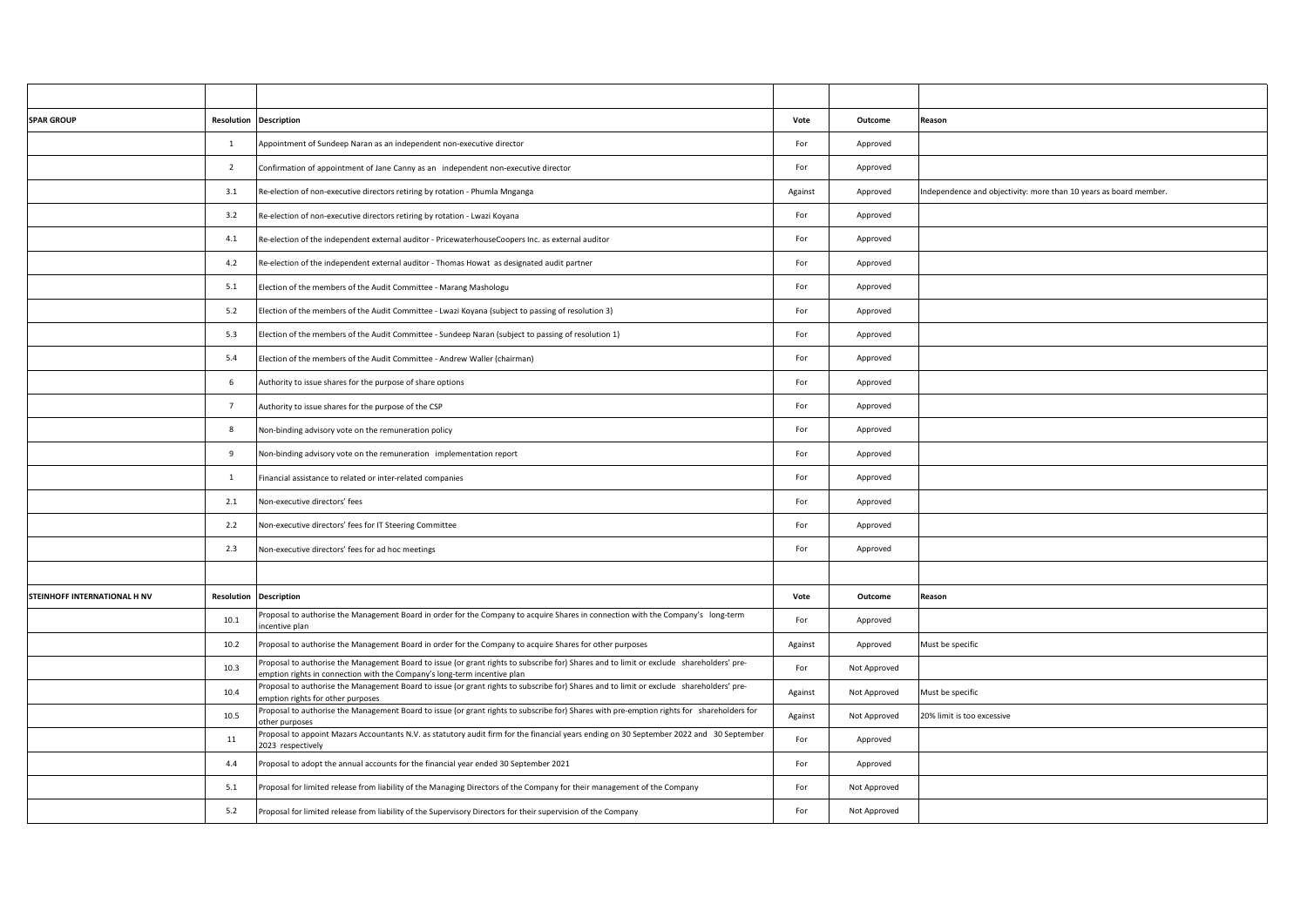| | | | | | |
|---|---|---|---|---|---|
| **SPAR GROUP** | **Resolution** | **Description** | **Vote** | **Outcome** | **Reason** |
| | 1 | Appointment of Sundeep Naran as an independent non-executive director | For | Approved | |
| | 2 | Confirmation of appointment of Jane Canny as an independent non-executive director | For | Approved | |
| | 3.1 | Re-election of non-executive directors retiring by rotation - Phumla Mnganga | Against | Approved | Independence and objectivity: more than 10 years as board member. |
| | 3.2 | Re-election of non-executive directors retiring by rotation - Lwazi Koyana | For | Approved | |
| | 4.1 | Re-election of the independent external auditor - PricewaterhouseCoopers Inc. as external auditor | For | Approved | |
| | 4.2 | Re-election of the independent external auditor - Thomas Howat as designated audit partner | For | Approved | |
| | 5.1 | Election of the members of the Audit Committee - Marang Mashologu | For | Approved | |
| | 5.2 | Election of the members of the Audit Committee - Lwazi Koyana (subject to passing of resolution 3) | For | Approved | |
| | 5.3 | Election of the members of the Audit Committee - Sundeep Naran (subject to passing of resolution 1) | For | Approved | |
| | 5.4 | Election of the members of the Audit Committee - Andrew Waller (chairman) | For | Approved | |
| | 6 | Authority to issue shares for the purpose of share options | For | Approved | |
| | 7 | Authority to issue shares for the purpose of the CSP | For | Approved | |
| | 8 | Non-binding advisory vote on the remuneration policy | For | Approved | |
| | 9 | Non-binding advisory vote on the remuneration implementation report | For | Approved | |
| | 1 | Financial assistance to related or inter-related companies | For | Approved | |
| | 2.1 | Non-executive directors' fees | For | Approved | |
| | 2.2 | Non-executive directors' fees for IT Steering Committee | For | Approved | |
| | 2.3 | Non-executive directors' fees for ad hoc meetings | For | Approved | |
| | | | | | |
| **STEINHOFF INTERNATIONAL H NV** | **Resolution** | **Description** | **Vote** | **Outcome** | **Reason** |
| | 10.1 | Proposal to authorise the Management Board in order for the Company to acquire Shares in connection with the Company's long-term incentive plan | For | Approved | |
| | 10.2 | Proposal to authorise the Management Board in order for the Company to acquire Shares for other purposes | Against | Approved | Must be specific |
| | 10.3 | Proposal to authorise the Management Board to issue (or grant rights to subscribe for) Shares and to limit or exclude shareholders' pre-emption rights in connection with the Company's long-term incentive plan | For | Not Approved | |
| | 10.4 | Proposal to authorise the Management Board to issue (or grant rights to subscribe for) Shares and to limit or exclude shareholders' pre-emption rights for other purposes | Against | Not Approved | Must be specific |
| | 10.5 | Proposal to authorise the Management Board to issue (or grant rights to subscribe for) Shares with pre-emption rights for shareholders for other purposes | Against | Not Approved | 20% limit is too excessive |
| | 11 | Proposal to appoint Mazars Accountants N.V. as statutory audit firm for the financial years ending on 30 September 2022 and 30 September 2023 respectively | For | Approved | |
| | 4.4 | Proposal to adopt the annual accounts for the financial year ended 30 September 2021 | For | Approved | |
| | 5.1 | Proposal for limited release from liability of the Managing Directors of the Company for their management of the Company | For | Not Approved | |
| | 5.2 | Proposal for limited release from liability of the Supervisory Directors for their supervision of the Company | For | Not Approved | |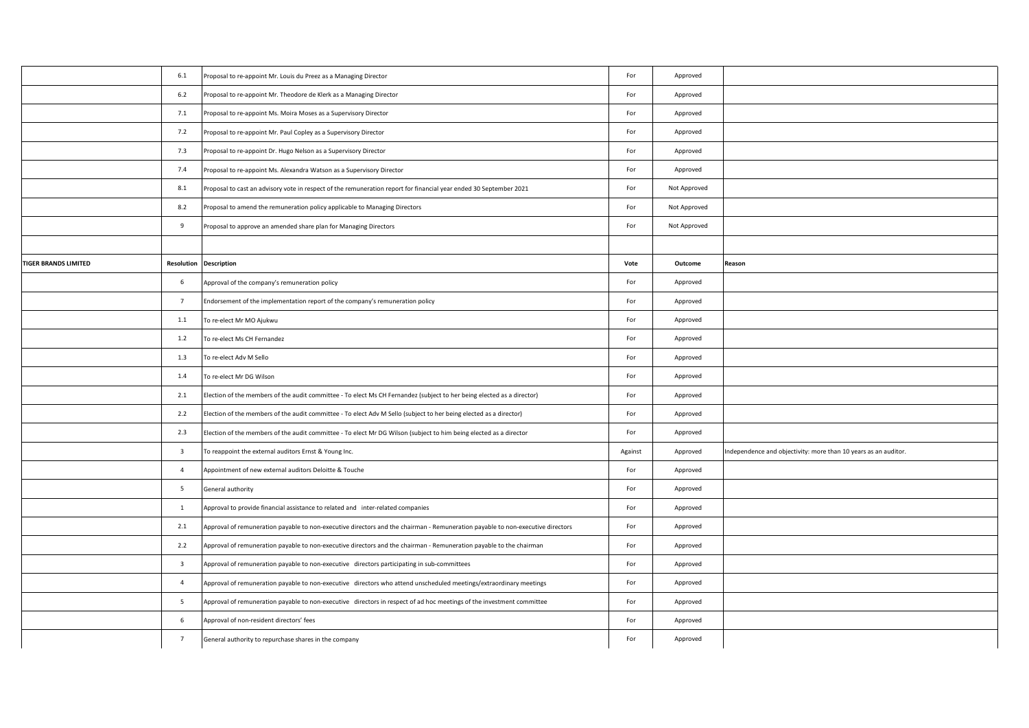| | Resolution | Description | Vote | Outcome | Reason |
|---|---|---|---|---|---|
| | 6.1 | Proposal to re-appoint Mr. Louis du Preez as a Managing Director | For | Approved | |
| | 6.2 | Proposal to re-appoint Mr. Theodore de Klerk as a Managing Director | For | Approved | |
| | 7.1 | Proposal to re-appoint Ms. Moira Moses as a Supervisory Director | For | Approved | |
| | 7.2 | Proposal to re-appoint Mr. Paul Copley as a Supervisory Director | For | Approved | |
| | 7.3 | Proposal to re-appoint Dr. Hugo Nelson as a Supervisory Director | For | Approved | |
| | 7.4 | Proposal to re-appoint Ms. Alexandra Watson as a Supervisory Director | For | Approved | |
| | 8.1 | Proposal to cast an advisory vote in respect of the remuneration report for financial year ended 30 September 2021 | For | Not Approved | |
| | 8.2 | Proposal to amend the remuneration policy applicable to Managing Directors | For | Not Approved | |
| | 9 | Proposal to approve an amended share plan for Managing Directors | For | Not Approved | |
| | | | | | |
| **TIGER BRANDS LIMITED** | **Resolution** | **Description** | **Vote** | **Outcome** | **Reason** |
| | 6 | Approval of the company's remuneration policy | For | Approved | |
| | 7 | Endorsement of the implementation report of the company's remuneration policy | For | Approved | |
| | 1.1 | To re-elect Mr MO Ajukwu | For | Approved | |
| | 1.2 | To re-elect Ms CH Fernandez | For | Approved | |
| | 1.3 | To re-elect Adv M Sello | For | Approved | |
| | 1.4 | To re-elect Mr DG Wilson | For | Approved | |
| | 2.1 | Election of the members of the audit committee - To elect Ms CH Fernandez (subject to her being elected as a director) | For | Approved | |
| | 2.2 | Election of the members of the audit committee - To elect Adv M Sello (subject to her being elected as a director) | For | Approved | |
| | 2.3 | Election of the members of the audit committee - To elect Mr DG Wilson (subject to him being elected as a director | For | Approved | |
| | 3 | To reappoint the external auditors Ernst & Young Inc. | Against | Approved | Independence and objectivity: more than 10 years as an auditor. |
| | 4 | Appointment of new external auditors Deloitte & Touche | For | Approved | |
| | 5 | General authority | For | Approved | |
| | 1 | Approval to provide financial assistance to related and inter-related companies | For | Approved | |
| | 2.1 | Approval of remuneration payable to non-executive directors and the chairman - Remuneration payable to non-executive directors | For | Approved | |
| | 2.2 | Approval of remuneration payable to non-executive directors and the chairman - Remuneration payable to the chairman | For | Approved | |
| | 3 | Approval of remuneration payable to non-executive directors participating in sub-committees | For | Approved | |
| | 4 | Approval of remuneration payable to non-executive directors who attend unscheduled meetings/extraordinary meetings | For | Approved | |
| | 5 | Approval of remuneration payable to non-executive directors in respect of ad hoc meetings of the investment committee | For | Approved | |
| | 6 | Approval of non-resident directors' fees | For | Approved | |
| | 7 | General authority to repurchase shares in the company | For | Approved | |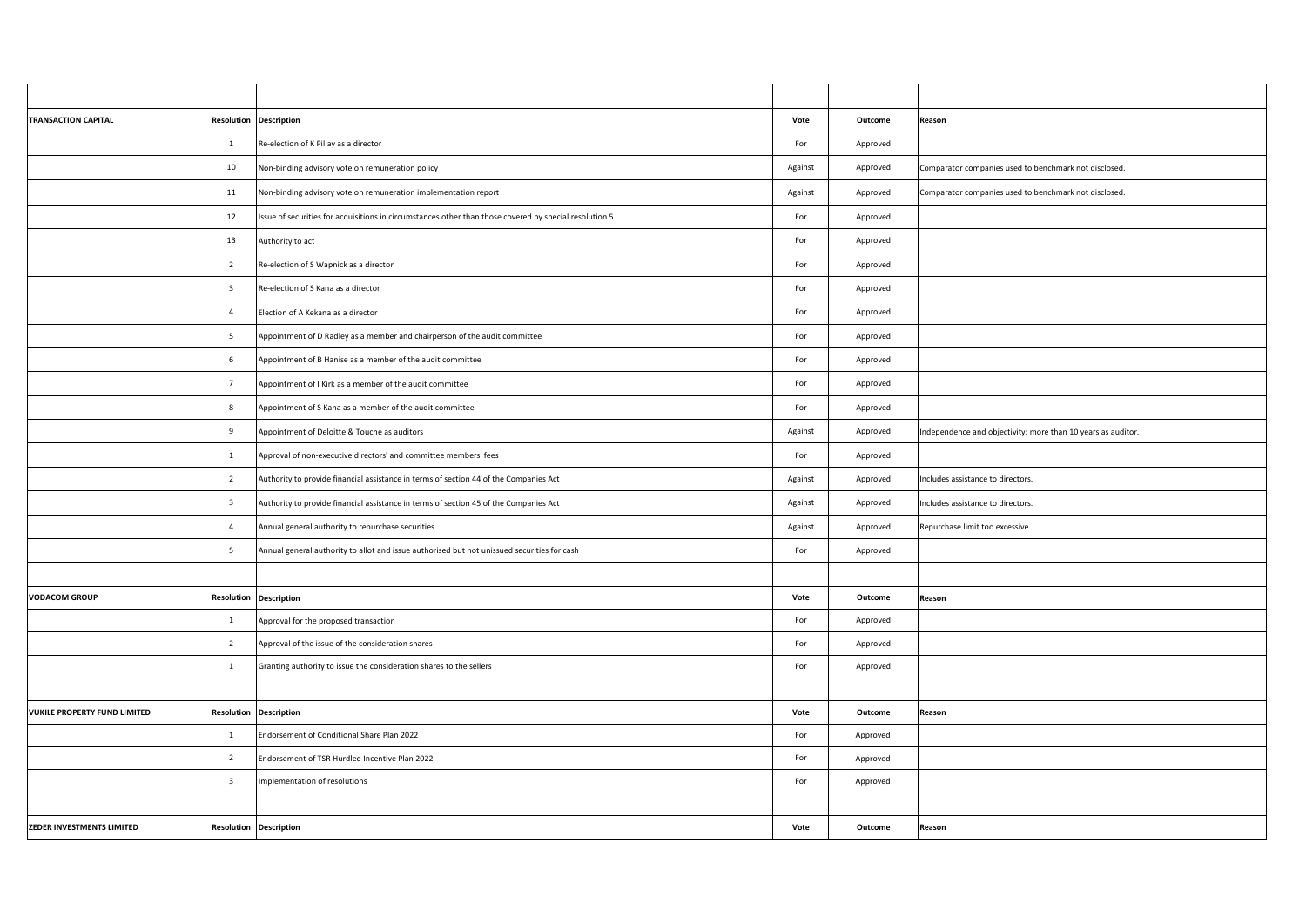| | | | | | |
|---|---|---|---|---|---|
| **TRANSACTION CAPITAL** | **Resolution** | **Description** | **Vote** | **Outcome** | **Reason** |
| | 1 | Re-election of K Pillay as a director | For | Approved | |
| | 10 | Non-binding advisory vote on remuneration policy | Against | Approved | Comparator companies used to benchmark not disclosed. |
| | 11 | Non-binding advisory vote on remuneration implementation report | Against | Approved | Comparator companies used to benchmark not disclosed. |
| | 12 | Issue of securities for acquisitions in circumstances other than those covered by special resolution 5 | For | Approved | |
| | 13 | Authority to act | For | Approved | |
| | 2 | Re-election of S Wapnick as a director | For | Approved | |
| | 3 | Re-election of S Kana as a director | For | Approved | |
| | 4 | Election of A Kekana as a director | For | Approved | |
| | 5 | Appointment of D Radley as a member and chairperson of the audit committee | For | Approved | |
| | 6 | Appointment of B Hanise as a member of the audit committee | For | Approved | |
| | 7 | Appointment of I Kirk as a member of the audit committee | For | Approved | |
| | 8 | Appointment of S Kana as a member of the audit committee | For | Approved | |
| | 9 | Appointment of Deloitte & Touche as auditors | Against | Approved | Independence and objectivity: more than 10 years as auditor. |
| | 1 | Approval of non-executive directors' and committee members' fees | For | Approved | |
| | 2 | Authority to provide financial assistance in terms of section 44 of the Companies Act | Against | Approved | Includes assistance to directors. |
| | 3 | Authority to provide financial assistance in terms of section 45 of the Companies Act | Against | Approved | Includes assistance to directors. |
| | 4 | Annual general authority to repurchase securities | Against | Approved | Repurchase limit too excessive. |
| | 5 | Annual general authority to allot and issue authorised but not unissued securities for cash | For | Approved | |
| | | | | | |
| **VODACOM GROUP** | **Resolution** | **Description** | **Vote** | **Outcome** | **Reason** |
| | 1 | Approval for the proposed transaction | For | Approved | |
| | 2 | Approval of the issue of the consideration shares | For | Approved | |
| | 1 | Granting authority to issue the consideration shares to the sellers | For | Approved | |
| | | | | | |
| **VUKILE PROPERTY FUND LIMITED** | **Resolution** | **Description** | **Vote** | **Outcome** | **Reason** |
| | 1 | Endorsement of Conditional Share Plan 2022 | For | Approved | |
| | 2 | Endorsement of TSR Hurdled Incentive Plan 2022 | For | Approved | |
| | 3 | Implementation of resolutions | For | Approved | |
| | | | | | |
| **ZEDER INVESTMENTS LIMITED** | **Resolution** | **Description** | **Vote** | **Outcome** | **Reason** |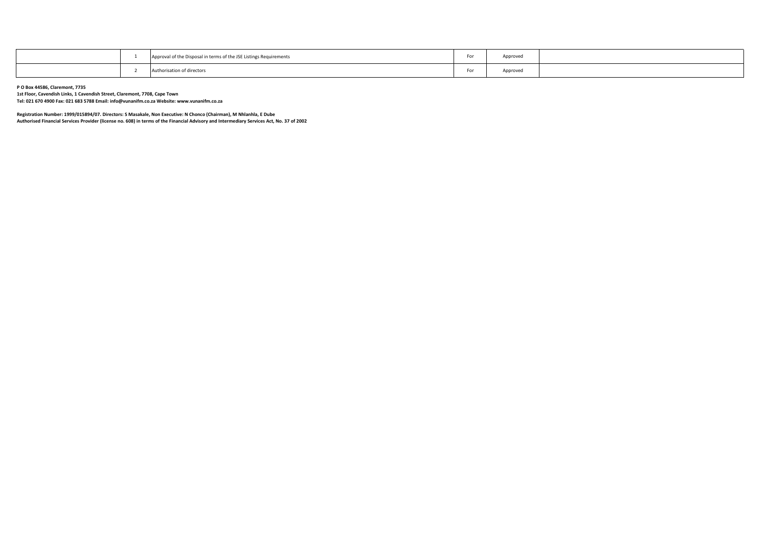| | | | | | |
|---|---|---|---|---|---|
| | 1 | Approval of the Disposal in terms of the JSE Listings Requirements | For | Approved | |
| | 2 | Authorisation of directors | For | Approved | |

**P O Box 44586, Claremont, 7735**
**1st Floor, Cavendish Links, 1 Cavendish Street, Claremont, 7708, Cape Town**
**Tel: 021 670 4900 Fax: 021 683 5788 Email: info@vunanifm.co.za Website: www.vunanifm.co.za**

**Registration Number: 1999/015894/07. Directors: S Masakale, Non Executive: N Chonco (Chairman), M Nhlanhla, E Dube**
**Authorised Financial Services Provider (license no. 608) in terms of the Financial Advisory and Intermediary Services Act, No. 37 of 2002**